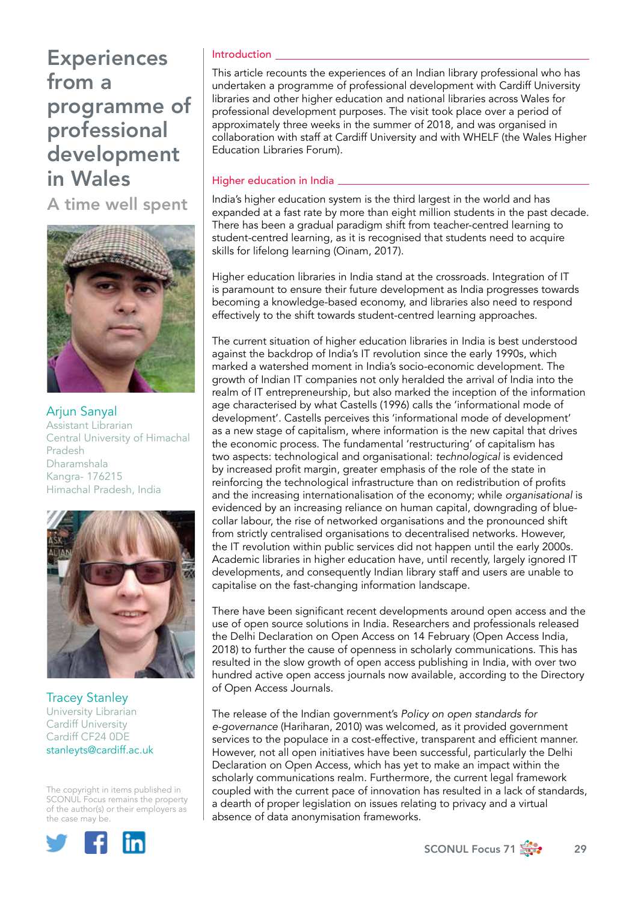# Experiences from a programme of professional development in Wales

## A time well spent

**Arjun Sanyal**
Assistant Librarian
Central University of Himachal Pradesh
Dharamshala
Kangra- 176215
Himachal Pradesh, India

**Tracey Stanley**
University Librarian
Cardiff University
Cardiff CF24 0DE
stanleyts@cardiff.ac.uk

The copyright in items published in SCONUL Focus remains the property of the author(s) or their employers as the case may be.

### Introduction

This article recounts the experiences of an Indian library professional who has undertaken a programme of professional development with Cardiff University libraries and other higher education and national libraries across Wales for professional development purposes. The visit took place over a period of approximately three weeks in the summer of 2018, and was organised in collaboration with staff at Cardiff University and with WHELF (the Wales Higher Education Libraries Forum).

### Higher education in India

India's higher education system is the third largest in the world and has expanded at a fast rate by more than eight million students in the past decade. There has been a gradual paradigm shift from teacher-centred learning to student-centred learning, as it is recognised that students need to acquire skills for lifelong learning (Oinam, 2017).

Higher education libraries in India stand at the crossroads. Integration of IT is paramount to ensure their future development as India progresses towards becoming a knowledge-based economy, and libraries also need to respond effectively to the shift towards student-centred learning approaches.

The current situation of higher education libraries in India is best understood against the backdrop of India's IT revolution since the early 1990s, which marked a watershed moment in India's socio-economic development. The growth of Indian IT companies not only heralded the arrival of India into the realm of IT entrepreneurship, but also marked the inception of the information age characterised by what Castells (1996) calls the 'informational mode of development'. Castells perceives this 'informational mode of development' as a new stage of capitalism, where information is the new capital that drives the economic process. The fundamental 'restructuring' of capitalism has two aspects: technological and organisational: *technological* is evidenced by increased profit margin, greater emphasis of the role of the state in reinforcing the technological infrastructure than on redistribution of profits and the increasing internationalisation of the economy; while *organisational* is evidenced by an increasing reliance on human capital, downgrading of blue-collar labour, the rise of networked organisations and the pronounced shift from strictly centralised organisations to decentralised networks. However, the IT revolution within public services did not happen until the early 2000s. Academic libraries in higher education have, until recently, largely ignored IT developments, and consequently Indian library staff and users are unable to capitalise on the fast-changing information landscape.

There have been significant recent developments around open access and the use of open source solutions in India. Researchers and professionals released the Delhi Declaration on Open Access on 14 February (Open Access India, 2018) to further the cause of openness in scholarly communications. This has resulted in the slow growth of open access publishing in India, with over two hundred active open access journals now available, according to the Directory of Open Access Journals.

The release of the Indian government's *Policy on open standards for e-governance* (Hariharan, 2010) was welcomed, as it provided government services to the populace in a cost-effective, transparent and efficient manner. However, not all open initiatives have been successful, particularly the Delhi Declaration on Open Access, which has yet to make an impact within the scholarly communications realm. Furthermore, the current legal framework coupled with the current pace of innovation has resulted in a lack of standards, a dearth of proper legislation on issues relating to privacy and a virtual absence of data anonymisation frameworks.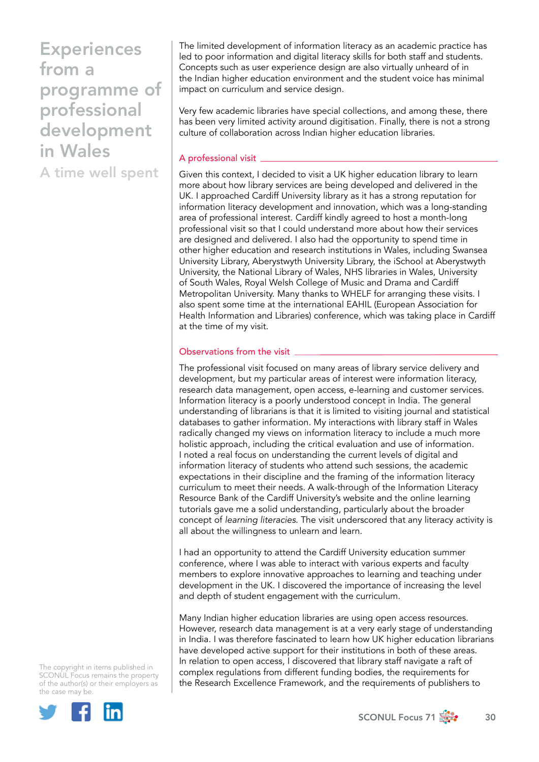The limited development of information literacy as an academic practice has led to poor information and digital literacy skills for both staff and students. Concepts such as user experience design are also virtually unheard of in the Indian higher education environment and the student voice has minimal impact on curriculum and service design.

Very few academic libraries have special collections, and among these, there has been very limited activity around digitisation. Finally, there is not a strong culture of collaboration across Indian higher education libraries.

## A professional visit

Given this context, I decided to visit a UK higher education library to learn more about how library services are being developed and delivered in the UK. I approached Cardiff University library as it has a strong reputation for information literacy development and innovation, which was a long-standing area of professional interest. Cardiff kindly agreed to host a month-long professional visit so that I could understand more about how their services are designed and delivered. I also had the opportunity to spend time in other higher education and research institutions in Wales, including Swansea University Library, Aberystwyth University Library, the iSchool at Aberystwyth University, the National Library of Wales, NHS libraries in Wales, University of South Wales, Royal Welsh College of Music and Drama and Cardiff Metropolitan University. Many thanks to WHELF for arranging these visits. I also spent some time at the international EAHIL (European Association for Health Information and Libraries) conference, which was taking place in Cardiff at the time of my visit.

## Observations from the visit

The professional visit focused on many areas of library service delivery and development, but my particular areas of interest were information literacy, research data management, open access, e-learning and customer services. Information literacy is a poorly understood concept in India. The general understanding of librarians is that it is limited to visiting journal and statistical databases to gather information. My interactions with library staff in Wales radically changed my views on information literacy to include a much more holistic approach, including the critical evaluation and use of information. I noted a real focus on understanding the current levels of digital and information literacy of students who attend such sessions, the academic expectations in their discipline and the framing of the information literacy curriculum to meet their needs. A walk-through of the Information Literacy Resource Bank of the Cardiff University's website and the online learning tutorials gave me a solid understanding, particularly about the broader concept of *learning literacies*. The visit underscored that any literacy activity is all about the willingness to unlearn and learn.

I had an opportunity to attend the Cardiff University education summer conference, where I was able to interact with various experts and faculty members to explore innovative approaches to learning and teaching under development in the UK. I discovered the importance of increasing the level and depth of student engagement with the curriculum.

Many Indian higher education libraries are using open access resources. However, research data management is at a very early stage of understanding in India. I was therefore fascinated to learn how UK higher education librarians have developed active support for their institutions in both of these areas. In relation to open access, I discovered that library staff navigate a raft of complex regulations from different funding bodies, the requirements for the Research Excellence Framework, and the requirements of publishers to

The copyright in items published in SCONUL Focus remains the property of the author(s) or their employers as the case may be.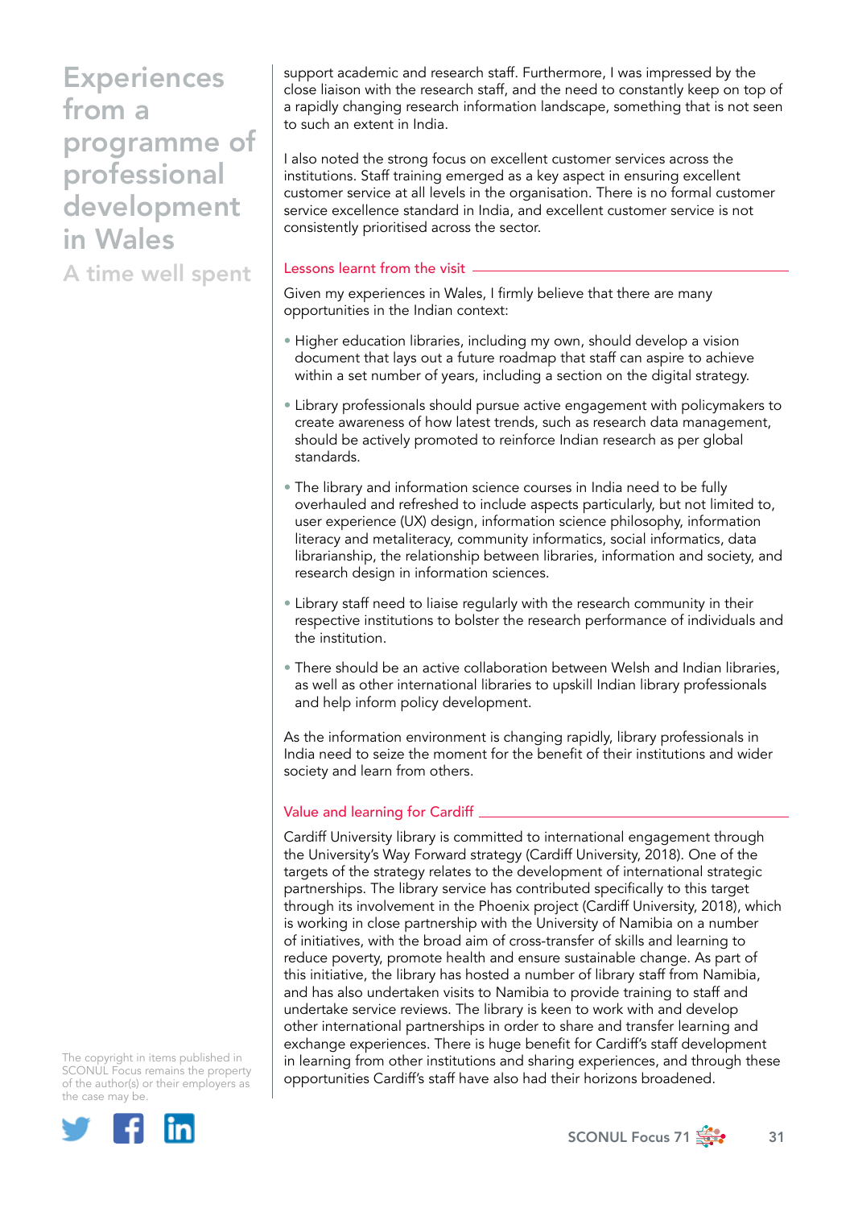support academic and research staff. Furthermore, I was impressed by the close liaison with the research staff, and the need to constantly keep on top of a rapidly changing research information landscape, something that is not seen to such an extent in India.

I also noted the strong focus on excellent customer services across the institutions. Staff training emerged as a key aspect in ensuring excellent customer service at all levels in the organisation. There is no formal customer service excellence standard in India, and excellent customer service is not consistently prioritised across the sector.

## Lessons learnt from the visit

Given my experiences in Wales, I firmly believe that there are many opportunities in the Indian context:

- Higher education libraries, including my own, should develop a vision document that lays out a future roadmap that staff can aspire to achieve within a set number of years, including a section on the digital strategy.
- Library professionals should pursue active engagement with policymakers to create awareness of how latest trends, such as research data management, should be actively promoted to reinforce Indian research as per global standards.
- The library and information science courses in India need to be fully overhauled and refreshed to include aspects particularly, but not limited to, user experience (UX) design, information science philosophy, information literacy and metaliteracy, community informatics, social informatics, data librarianship, the relationship between libraries, information and society, and research design in information sciences.
- Library staff need to liaise regularly with the research community in their respective institutions to bolster the research performance of individuals and the institution.
- There should be an active collaboration between Welsh and Indian libraries, as well as other international libraries to upskill Indian library professionals and help inform policy development.

As the information environment is changing rapidly, library professionals in India need to seize the moment for the benefit of their institutions and wider society and learn from others.

## Value and learning for Cardiff

Cardiff University library is committed to international engagement through the University's Way Forward strategy (Cardiff University, 2018). One of the targets of the strategy relates to the development of international strategic partnerships. The library service has contributed specifically to this target through its involvement in the Phoenix project (Cardiff University, 2018), which is working in close partnership with the University of Namibia on a number of initiatives, with the broad aim of cross-transfer of skills and learning to reduce poverty, promote health and ensure sustainable change. As part of this initiative, the library has hosted a number of library staff from Namibia, and has also undertaken visits to Namibia to provide training to staff and undertake service reviews. The library is keen to work with and develop other international partnerships in order to share and transfer learning and exchange experiences. There is huge benefit for Cardiff's staff development in learning from other institutions and sharing experiences, and through these opportunities Cardiff's staff have also had their horizons broadened.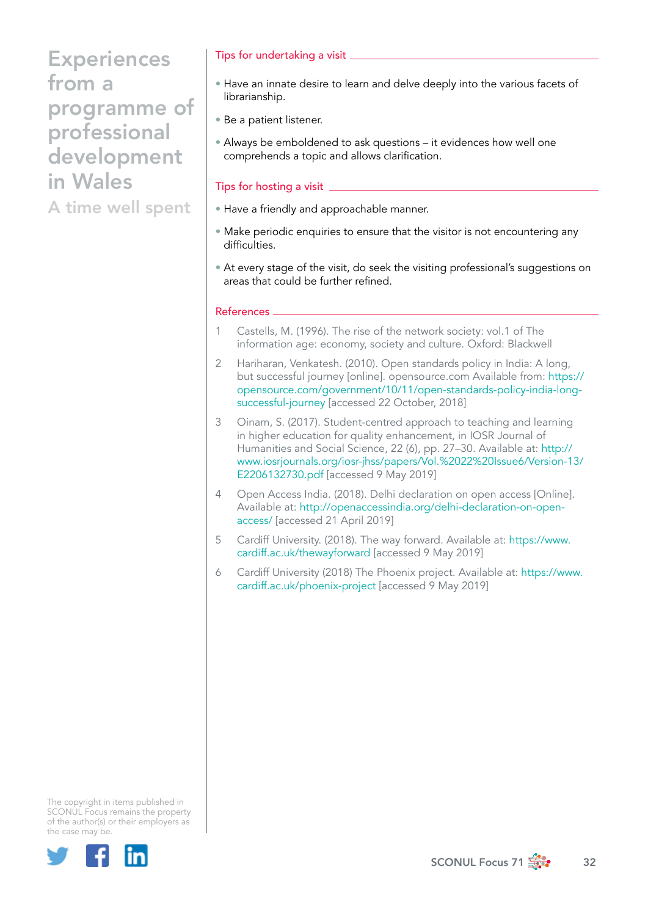## Tips for undertaking a visit

- Have an innate desire to learn and delve deeply into the various facets of librarianship.
- Be a patient listener.
- Always be emboldened to ask questions – it evidences how well one comprehends a topic and allows clarification.

## Tips for hosting a visit

- Have a friendly and approachable manner.
- Make periodic enquiries to ensure that the visitor is not encountering any difficulties.
- At every stage of the visit, do seek the visiting professional's suggestions on areas that could be further refined.

## References

1. Castells, M. (1996). The rise of the network society: vol.1 of The information age: economy, society and culture. Oxford: Blackwell
2. Hariharan, Venkatesh. (2010). Open standards policy in India: A long, but successful journey [online]. opensource.com Available from: https://opensource.com/government/10/11/open-standards-policy-india-long-successful-journey [accessed 22 October, 2018]
3. Oinam, S. (2017). Student-centred approach to teaching and learning in higher education for quality enhancement, in IOSR Journal of Humanities and Social Science, 22 (6), pp. 27–30. Available at: http://www.iosrjournals.org/iosr-jhss/papers/Vol.%2022%20Issue6/Version-13/E2206132730.pdf [accessed 9 May 2019]
4. Open Access India. (2018). Delhi declaration on open access [Online]. Available at: http://openaccessindia.org/delhi-declaration-on-open-access/ [accessed 21 April 2019]
5. Cardiff University. (2018). The way forward. Available at: https://www.cardiff.ac.uk/thewayforward [accessed 9 May 2019]
6. Cardiff University (2018) The Phoenix project. Available at: https://www.cardiff.ac.uk/phoenix-project [accessed 9 May 2019]

The copyright in items published in SCONUL Focus remains the property of the author(s) or their employers as the case may be.